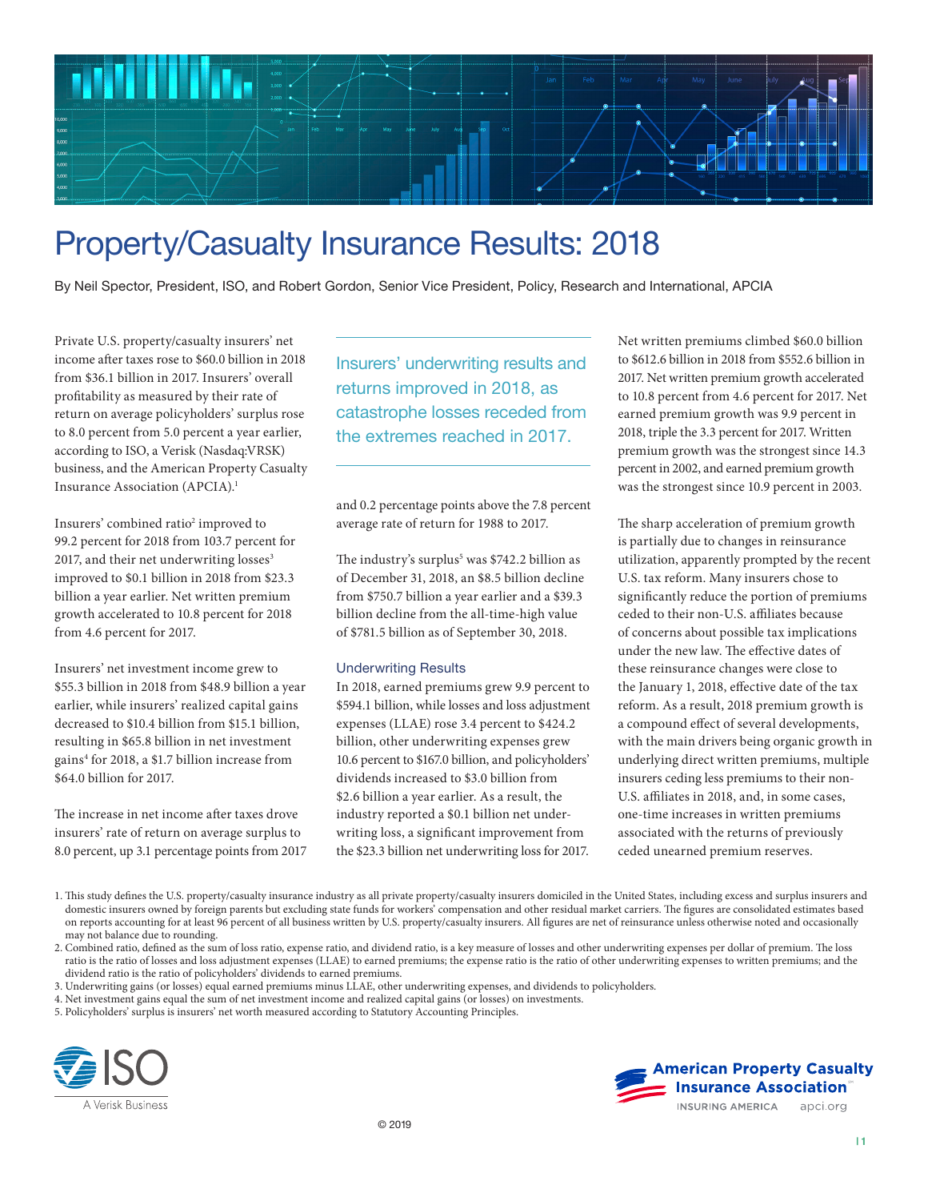# Property/Casualty Insurance Results: 2018

By Neil Spector, President, ISO, and Robert Gordon, Senior Vice President, Policy, Research and International, APCIA

Private U.S. property/casualty insurers' net income after taxes rose to $60.0 billion in 2018 from $36.1 billion in 2017. Insurers' overall profitability as measured by their rate of return on average policyholders' surplus rose to 8.0 percent from 5.0 percent a year earlier, according to ISO, a Verisk (Nasdaq:VRSK) business, and the American Property Casualty Insurance Association (APCIA).[1]

Insurers' combined ratio[2] improved to 99.2 percent for 2018 from 103.7 percent for 2017, and their net underwriting losses[3] improved to $0.1 billion in 2018 from $23.3 billion a year earlier. Net written premium growth accelerated to 10.8 percent for 2018 from 4.6 percent for 2017.

Insurers' net investment income grew to $55.3 billion in 2018 from $48.9 billion a year earlier, while insurers' realized capital gains decreased to $10.4 billion from $15.1 billion, resulting in $65.8 billion in net investment gains[4] for 2018, a $1.7 billion increase from $64.0 billion for 2017.

The increase in net income after taxes drove insurers' rate of return on average surplus to 8.0 percent, up 3.1 percentage points from 2017 and 0.2 percentage points above the 7.8 percent average rate of return for 1988 to 2017.

> Insurers' underwriting results and returns improved in 2018, as catastrophe losses receded from the extremes reached in 2017.

The industry's surplus[5] was $742.2 billion as of December 31, 2018, an $8.5 billion decline from $750.7 billion a year earlier and a $39.3 billion decline from the all-time-high value of $781.5 billion as of September 30, 2018.

## Underwriting Results

In 2018, earned premiums grew 9.9 percent to $594.1 billion, while losses and loss adjustment expenses (LLAE) rose 3.4 percent to $424.2 billion, other underwriting expenses grew 10.6 percent to $167.0 billion, and policyholders' dividends increased to $3.0 billion from $2.6 billion a year earlier. As a result, the industry reported a $0.1 billion net underwriting loss, a significant improvement from the $23.3 billion net underwriting loss for 2017.

Net written premiums climbed $60.0 billion to $612.6 billion in 2018 from $552.6 billion in 2017. Net written premium growth accelerated to 10.8 percent from 4.6 percent for 2017. Net earned premium growth was 9.9 percent in 2018, triple the 3.3 percent for 2017. Written premium growth was the strongest since 14.3 percent in 2002, and earned premium growth was the strongest since 10.9 percent in 2003.

The sharp acceleration of premium growth is partially due to changes in reinsurance utilization, apparently prompted by the recent U.S. tax reform. Many insurers chose to significantly reduce the portion of premiums ceded to their non-U.S. affiliates because of concerns about possible tax implications under the new law. The effective dates of these reinsurance changes were close to the January 1, 2018, effective date of the tax reform. As a result, 2018 premium growth is a compound effect of several developments, with the main drivers being organic growth in underlying direct written premiums, multiple insurers ceding less premiums to their non-U.S. affiliates in 2018, and, in some cases, one-time increases in written premiums associated with the returns of previously ceded unearned premium reserves.

---

1. This study defines the U.S. property/casualty insurance industry as all private property/casualty insurers domiciled in the United States, including excess and surplus insurers and domestic insurers owned by foreign parents but excluding state funds for workers' compensation and other residual market carriers. The figures are consolidated estimates based on reports accounting for at least 96 percent of all business written by U.S. property/casualty insurers. All figures are net of reinsurance unless otherwise noted and occasionally may not balance due to rounding.
2. Combined ratio, defined as the sum of loss ratio, expense ratio, and dividend ratio, is a key measure of losses and other underwriting expenses per dollar of premium. The loss ratio is the ratio of losses and loss adjustment expenses (LLAE) to earned premiums; the expense ratio is the ratio of other underwriting expenses to written premiums; and the dividend ratio is the ratio of policyholders' dividends to earned premiums.
3. Underwriting gains (or losses) equal earned premiums minus LLAE, other underwriting expenses, and dividends to policyholders.
4. Net investment gains equal the sum of net investment income and realized capital gains (or losses) on investments.
5. Policyholders' surplus is insurers' net worth measured according to Statutory Accounting Principles.

ISO
A Verisk Business

American Property Casualty Insurance Association
INSURING AMERICA apci.org

© 2019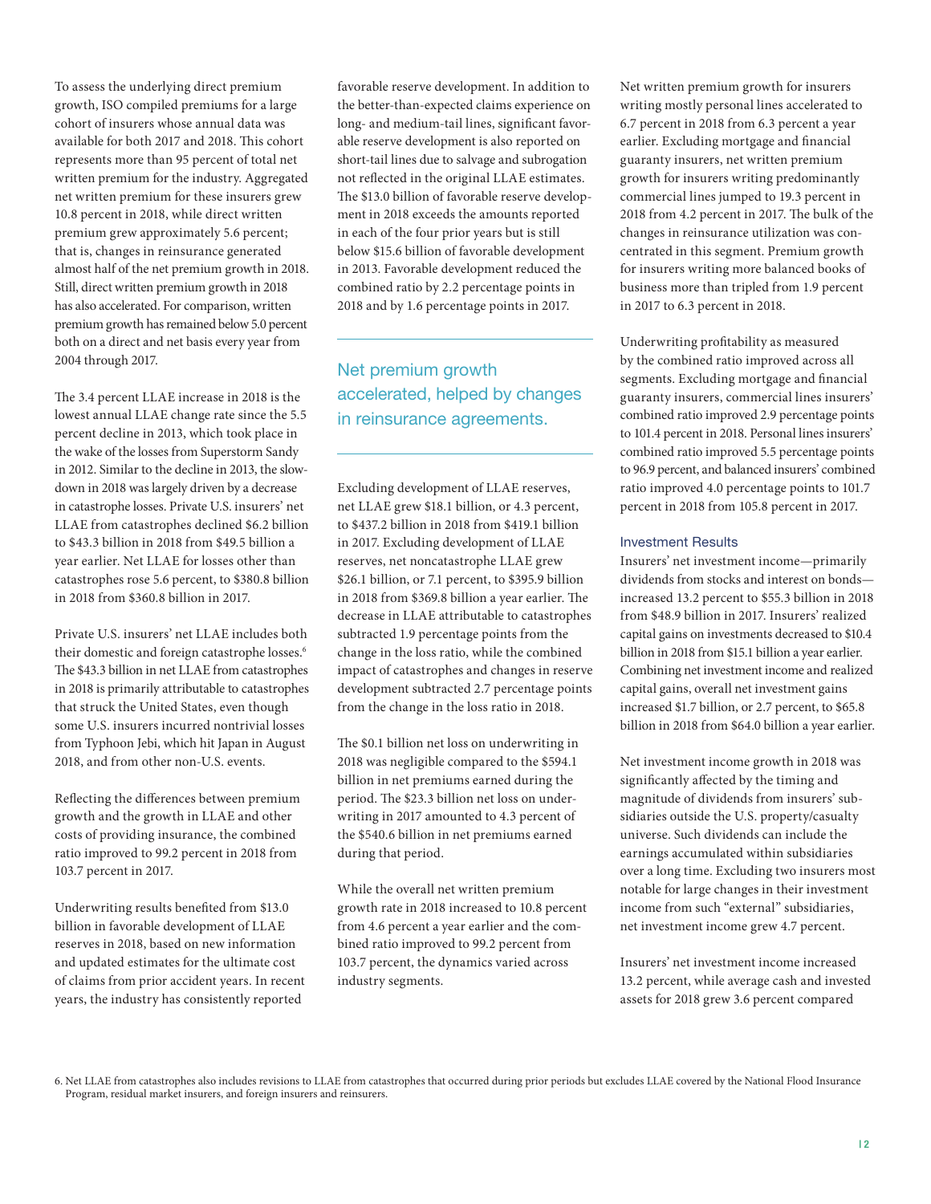To assess the underlying direct premium growth, ISO compiled premiums for a large cohort of insurers whose annual data was available for both 2017 and 2018. This cohort represents more than 95 percent of total net written premium for the industry. Aggregated net written premium for these insurers grew 10.8 percent in 2018, while direct written premium grew approximately 5.6 percent; that is, changes in reinsurance generated almost half of the net premium growth in 2018. Still, direct written premium growth in 2018 has also accelerated. For comparison, written premium growth has remained below 5.0 percent both on a direct and net basis every year from 2004 through 2017.

The 3.4 percent LLAE increase in 2018 is the lowest annual LLAE change rate since the 5.5 percent decline in 2013, which took place in the wake of the losses from Superstorm Sandy in 2012. Similar to the decline in 2013, the slowdown in 2018 was largely driven by a decrease in catastrophe losses. Private U.S. insurers' net LLAE from catastrophes declined $6.2 billion to $43.3 billion in 2018 from $49.5 billion a year earlier. Net LLAE for losses other than catastrophes rose 5.6 percent, to $380.8 billion in 2018 from $360.8 billion in 2017.

Private U.S. insurers' net LLAE includes both their domestic and foreign catastrophe losses.[6] The $43.3 billion in net LLAE from catastrophes in 2018 is primarily attributable to catastrophes that struck the United States, even though some U.S. insurers incurred nontrivial losses from Typhoon Jebi, which hit Japan in August 2018, and from other non-U.S. events.

Reflecting the differences between premium growth and the growth in LLAE and other costs of providing insurance, the combined ratio improved to 99.2 percent in 2018 from 103.7 percent in 2017.

Underwriting results benefited from $13.0 billion in favorable development of LLAE reserves in 2018, based on new information and updated estimates for the ultimate cost of claims from prior accident years. In recent years, the industry has consistently reported favorable reserve development. In addition to the better-than-expected claims experience on long- and medium-tail lines, significant favorable reserve development is also reported on short-tail lines due to salvage and subrogation not reflected in the original LLAE estimates. The $13.0 billion of favorable reserve development in 2018 exceeds the amounts reported in each of the four prior years but is still below $15.6 billion of favorable development in 2013. Favorable development reduced the combined ratio by 2.2 percentage points in 2018 and by 1.6 percentage points in 2017.

> Net premium growth accelerated, helped by changes in reinsurance agreements.

Excluding development of LLAE reserves, net LLAE grew $18.1 billion, or 4.3 percent, to $437.2 billion in 2018 from $419.1 billion in 2017. Excluding development of LLAE reserves, net noncatastrophe LLAE grew $26.1 billion, or 7.1 percent, to $395.9 billion in 2018 from $369.8 billion a year earlier. The decrease in LLAE attributable to catastrophes subtracted 1.9 percentage points from the change in the loss ratio, while the combined impact of catastrophes and changes in reserve development subtracted 2.7 percentage points from the change in the loss ratio in 2018.

The $0.1 billion net loss on underwriting in 2018 was negligible compared to the $594.1 billion in net premiums earned during the period. The $23.3 billion net loss on underwriting in 2017 amounted to 4.3 percent of the $540.6 billion in net premiums earned during that period.

While the overall net written premium growth rate in 2018 increased to 10.8 percent from 4.6 percent a year earlier and the combined ratio improved to 99.2 percent from 103.7 percent, the dynamics varied across industry segments.

Net written premium growth for insurers writing mostly personal lines accelerated to 6.7 percent in 2018 from 6.3 percent a year earlier. Excluding mortgage and financial guaranty insurers, net written premium growth for insurers writing predominantly commercial lines jumped to 19.3 percent in 2018 from 4.2 percent in 2017. The bulk of the changes in reinsurance utilization was concentrated in this segment. Premium growth for insurers writing more balanced books of business more than tripled from 1.9 percent in 2017 to 6.3 percent in 2018.

Underwriting profitability as measured by the combined ratio improved across all segments. Excluding mortgage and financial guaranty insurers, commercial lines insurers' combined ratio improved 2.9 percentage points to 101.4 percent in 2018. Personal lines insurers' combined ratio improved 5.5 percentage points to 96.9 percent, and balanced insurers' combined ratio improved 4.0 percentage points to 101.7 percent in 2018 from 105.8 percent in 2017.

### Investment Results

Insurers' net investment income—primarily dividends from stocks and interest on bonds—increased 13.2 percent to $55.3 billion in 2018 from $48.9 billion in 2017. Insurers' realized capital gains on investments decreased to $10.4 billion in 2018 from $15.1 billion a year earlier. Combining net investment income and realized capital gains, overall net investment gains increased $1.7 billion, or 2.7 percent, to $65.8 billion in 2018 from $64.0 billion a year earlier.

Net investment income growth in 2018 was significantly affected by the timing and magnitude of dividends from insurers' subsidiaries outside the U.S. property/casualty universe. Such dividends can include the earnings accumulated within subsidiaries over a long time. Excluding two insurers most notable for large changes in their investment income from such "external" subsidiaries, net investment income grew 4.7 percent.

Insurers' net investment income increased 13.2 percent, while average cash and invested assets for 2018 grew 3.6 percent compared

6. Net LLAE from catastrophes also includes revisions to LLAE from catastrophes that occurred during prior periods but excludes LLAE covered by the National Flood Insurance Program, residual market insurers, and foreign insurers and reinsurers.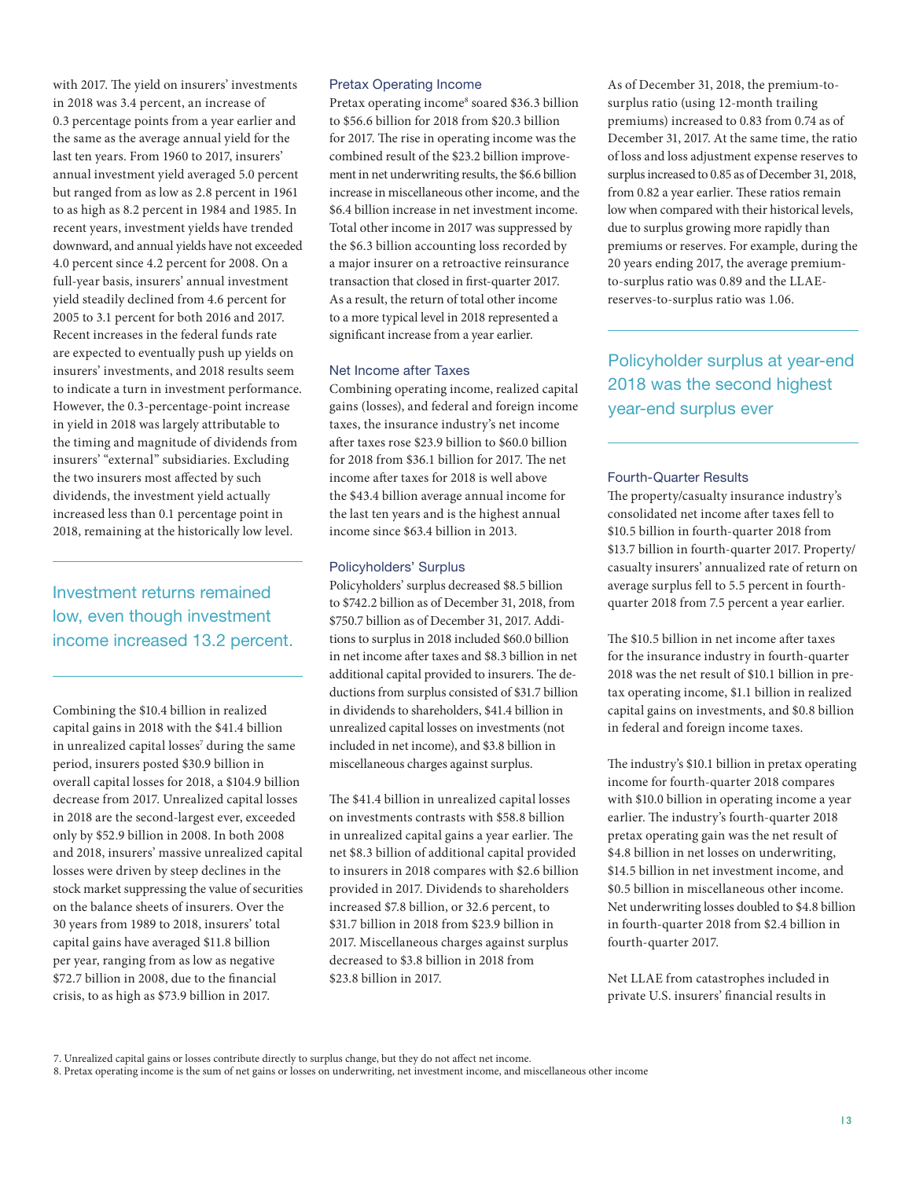with 2017. The yield on insurers' investments in 2018 was 3.4 percent, an increase of 0.3 percentage points from a year earlier and the same as the average annual yield for the last ten years. From 1960 to 2017, insurers' annual investment yield averaged 5.0 percent but ranged from as low as 2.8 percent in 1961 to as high as 8.2 percent in 1984 and 1985. In recent years, investment yields have trended downward, and annual yields have not exceeded 4.0 percent since 4.2 percent for 2008. On a full-year basis, insurers' annual investment yield steadily declined from 4.6 percent for 2005 to 3.1 percent for both 2016 and 2017. Recent increases in the federal funds rate are expected to eventually push up yields on insurers' investments, and 2018 results seem to indicate a turn in investment performance. However, the 0.3-percentage-point increase in yield in 2018 was largely attributable to the timing and magnitude of dividends from insurers' "external" subsidiaries. Excluding the two insurers most affected by such dividends, the investment yield actually increased less than 0.1 percentage point in 2018, remaining at the historically low level.

> Investment returns remained low, even though investment income increased 13.2 percent.

Combining the $10.4 billion in realized capital gains in 2018 with the $41.4 billion in unrealized capital losses[7] during the same period, insurers posted $30.9 billion in overall capital losses for 2018, a $104.9 billion decrease from 2017. Unrealized capital losses in 2018 are the second-largest ever, exceeded only by $52.9 billion in 2008. In both 2008 and 2018, insurers' massive unrealized capital losses were driven by steep declines in the stock market suppressing the value of securities on the balance sheets of insurers. Over the 30 years from 1989 to 2018, insurers' total capital gains have averaged $11.8 billion per year, ranging from as low as negative $72.7 billion in 2008, due to the financial crisis, to as high as $73.9 billion in 2017.

### Pretax Operating Income

Pretax operating income[8] soared $36.3 billion to $56.6 billion for 2018 from $20.3 billion for 2017. The rise in operating income was the combined result of the $23.2 billion improvement in net underwriting results, the $6.6 billion increase in miscellaneous other income, and the $6.4 billion increase in net investment income. Total other income in 2017 was suppressed by the $6.3 billion accounting loss recorded by a major insurer on a retroactive reinsurance transaction that closed in first-quarter 2017. As a result, the return of total other income to a more typical level in 2018 represented a significant increase from a year earlier.

### Net Income after Taxes

Combining operating income, realized capital gains (losses), and federal and foreign income taxes, the insurance industry's net income after taxes rose $23.9 billion to $60.0 billion for 2018 from $36.1 billion for 2017. The net income after taxes for 2018 is well above the $43.4 billion average annual income for the last ten years and is the highest annual income since $63.4 billion in 2013.

### Policyholders' Surplus

Policyholders' surplus decreased $8.5 billion to $742.2 billion as of December 31, 2018, from $750.7 billion as of December 31, 2017. Additions to surplus in 2018 included $60.0 billion in net income after taxes and $8.3 billion in net additional capital provided to insurers. The deductions from surplus consisted of $31.7 billion in dividends to shareholders, $41.4 billion in unrealized capital losses on investments (not included in net income), and $3.8 billion in miscellaneous charges against surplus.

The $41.4 billion in unrealized capital losses on investments contrasts with $58.8 billion in unrealized capital gains a year earlier. The net $8.3 billion of additional capital provided to insurers in 2018 compares with $2.6 billion provided in 2017. Dividends to shareholders increased $7.8 billion, or 32.6 percent, to $31.7 billion in 2018 from $23.9 billion in 2017. Miscellaneous charges against surplus decreased to $3.8 billion in 2018 from $23.8 billion in 2017.

As of December 31, 2018, the premium-to-surplus ratio (using 12-month trailing premiums) increased to 0.83 from 0.74 as of December 31, 2017. At the same time, the ratio of loss and loss adjustment expense reserves to surplus increased to 0.85 as of December 31, 2018, from 0.82 a year earlier. These ratios remain low when compared with their historical levels, due to surplus growing more rapidly than premiums or reserves. For example, during the 20 years ending 2017, the average premium-to-surplus ratio was 0.89 and the LLAE-reserves-to-surplus ratio was 1.06.

> Policyholder surplus at year-end 2018 was the second highest year-end surplus ever

### Fourth-Quarter Results

The property/casualty insurance industry's consolidated net income after taxes fell to $10.5 billion in fourth-quarter 2018 from $13.7 billion in fourth-quarter 2017. Property/casualty insurers' annualized rate of return on average surplus fell to 5.5 percent in fourth-quarter 2018 from 7.5 percent a year earlier.

The $10.5 billion in net income after taxes for the insurance industry in fourth-quarter 2018 was the net result of $10.1 billion in pretax operating income, $1.1 billion in realized capital gains on investments, and $0.8 billion in federal and foreign income taxes.

The industry's $10.1 billion in pretax operating income for fourth-quarter 2018 compares with $10.0 billion in operating income a year earlier. The industry's fourth-quarter 2018 pretax operating gain was the net result of $4.8 billion in net losses on underwriting, $14.5 billion in net investment income, and $0.5 billion in miscellaneous other income. Net underwriting losses doubled to $4.8 billion in fourth-quarter 2018 from $2.4 billion in fourth-quarter 2017.

Net LLAE from catastrophes included in private U.S. insurers' financial results in

7. Unrealized capital gains or losses contribute directly to surplus change, but they do not affect net income.
8. Pretax operating income is the sum of net gains or losses on underwriting, net investment income, and miscellaneous other income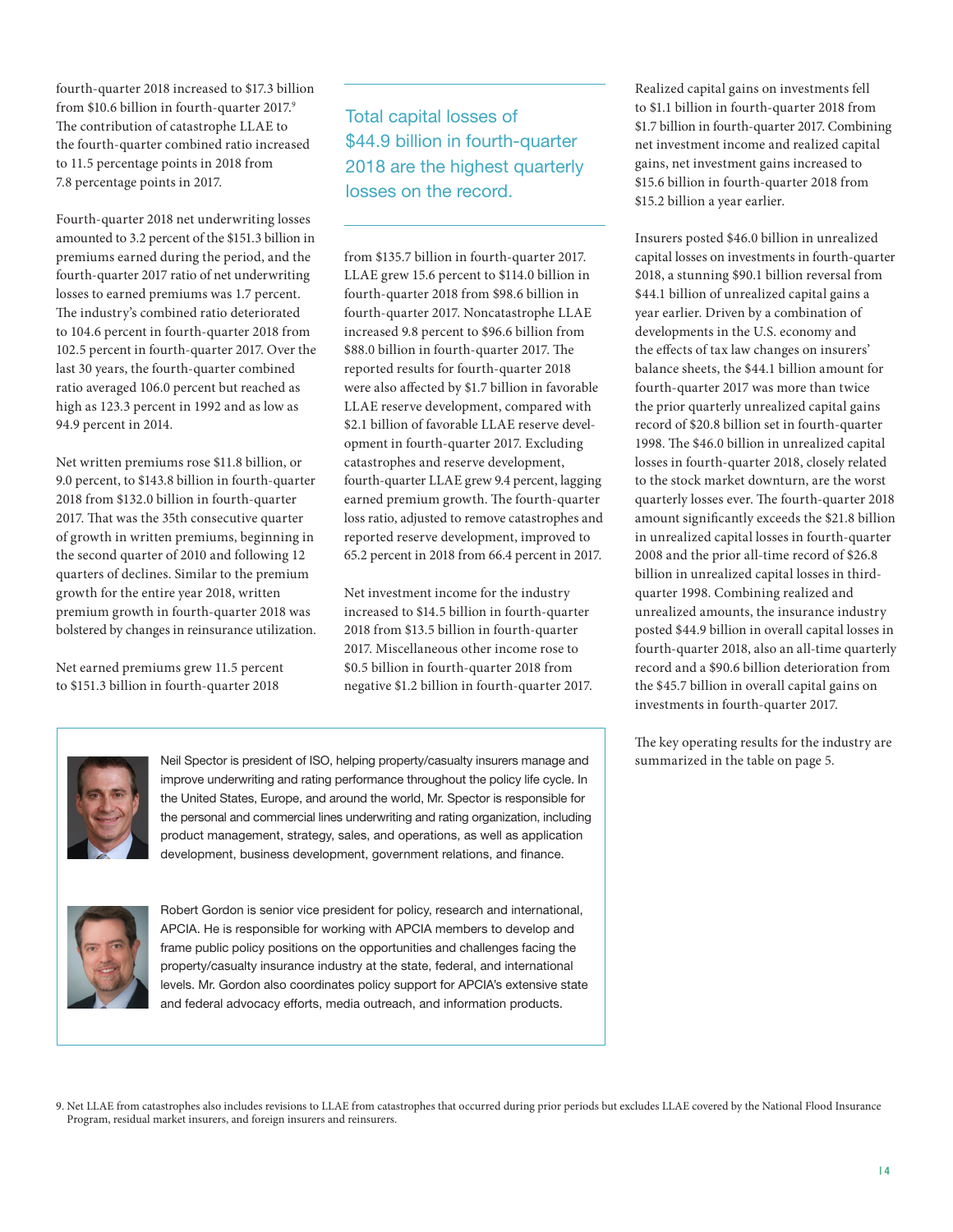fourth-quarter 2018 increased to $17.3 billion from $10.6 billion in fourth-quarter 2017.[9] The contribution of catastrophe LLAE to the fourth-quarter combined ratio increased to 11.5 percentage points in 2018 from 7.8 percentage points in 2017.

Fourth-quarter 2018 net underwriting losses amounted to 3.2 percent of the $151.3 billion in premiums earned during the period, and the fourth-quarter 2017 ratio of net underwriting losses to earned premiums was 1.7 percent. The industry's combined ratio deteriorated to 104.6 percent in fourth-quarter 2018 from 102.5 percent in fourth-quarter 2017. Over the last 30 years, the fourth-quarter combined ratio averaged 106.0 percent but reached as high as 123.3 percent in 1992 and as low as 94.9 percent in 2014.

Net written premiums rose $11.8 billion, or 9.0 percent, to $143.8 billion in fourth-quarter 2018 from $132.0 billion in fourth-quarter 2017. That was the 35th consecutive quarter of growth in written premiums, beginning in the second quarter of 2010 and following 12 quarters of declines. Similar to the premium growth for the entire year 2018, written premium growth in fourth-quarter 2018 was bolstered by changes in reinsurance utilization.

Net earned premiums grew 11.5 percent to $151.3 billion in fourth-quarter 2018 from $135.7 billion in fourth-quarter 2017. LLAE grew 15.6 percent to $114.0 billion in fourth-quarter 2018 from $98.6 billion in fourth-quarter 2017. Noncatastrophe LLAE increased 9.8 percent to $96.6 billion from $88.0 billion in fourth-quarter 2017. The reported results for fourth-quarter 2018 were also affected by $1.7 billion in favorable LLAE reserve development, compared with $2.1 billion of favorable LLAE reserve development in fourth-quarter 2017. Excluding catastrophes and reserve development, fourth-quarter LLAE grew 9.4 percent, lagging earned premium growth. The fourth-quarter loss ratio, adjusted to remove catastrophes and reported reserve development, improved to 65.2 percent in 2018 from 66.4 percent in 2017.

> Total capital losses of $44.9 billion in fourth-quarter 2018 are the highest quarterly losses on the record.

Net investment income for the industry increased to $14.5 billion in fourth-quarter 2018 from $13.5 billion in fourth-quarter 2017. Miscellaneous other income rose to $0.5 billion in fourth-quarter 2018 from negative $1.2 billion in fourth-quarter 2017.

Realized capital gains on investments fell to $1.1 billion in fourth-quarter 2018 from $1.7 billion in fourth-quarter 2017. Combining net investment income and realized capital gains, net investment gains increased to $15.6 billion in fourth-quarter 2018 from $15.2 billion a year earlier.

Insurers posted $46.0 billion in unrealized capital losses on investments in fourth-quarter 2018, a stunning $90.1 billion reversal from $44.1 billion of unrealized capital gains a year earlier. Driven by a combination of developments in the U.S. economy and the effects of tax law changes on insurers' balance sheets, the $44.1 billion amount for fourth-quarter 2017 was more than twice the prior quarterly unrealized capital gains record of $20.8 billion set in fourth-quarter 1998. The $46.0 billion in unrealized capital losses in fourth-quarter 2018, closely related to the stock market downturn, are the worst quarterly losses ever. The fourth-quarter 2018 amount significantly exceeds the $21.8 billion in unrealized capital losses in fourth-quarter 2008 and the prior all-time record of $26.8 billion in unrealized capital losses in third-quarter 1998. Combining realized and unrealized amounts, the insurance industry posted $44.9 billion in overall capital losses in fourth-quarter 2018, also an all-time quarterly record and a $90.6 billion deterioration from the $45.7 billion in overall capital gains on investments in fourth-quarter 2017.

The key operating results for the industry are summarized in the table on page 5.

Neil Spector is president of ISO, helping property/casualty insurers manage and improve underwriting and rating performance throughout the policy life cycle. In the United States, Europe, and around the world, Mr. Spector is responsible for the personal and commercial lines underwriting and rating organization, including product management, strategy, sales, and operations, as well as application development, business development, government relations, and finance.

Robert Gordon is senior vice president for policy, research and international, APCIA. He is responsible for working with APCIA members to develop and frame public policy positions on the opportunities and challenges facing the property/casualty insurance industry at the state, federal, and international levels. Mr. Gordon also coordinates policy support for APCIA's extensive state and federal advocacy efforts, media outreach, and information products.

9. Net LLAE from catastrophes also includes revisions to LLAE from catastrophes that occurred during prior periods but excludes LLAE covered by the National Flood Insurance Program, residual market insurers, and foreign insurers and reinsurers.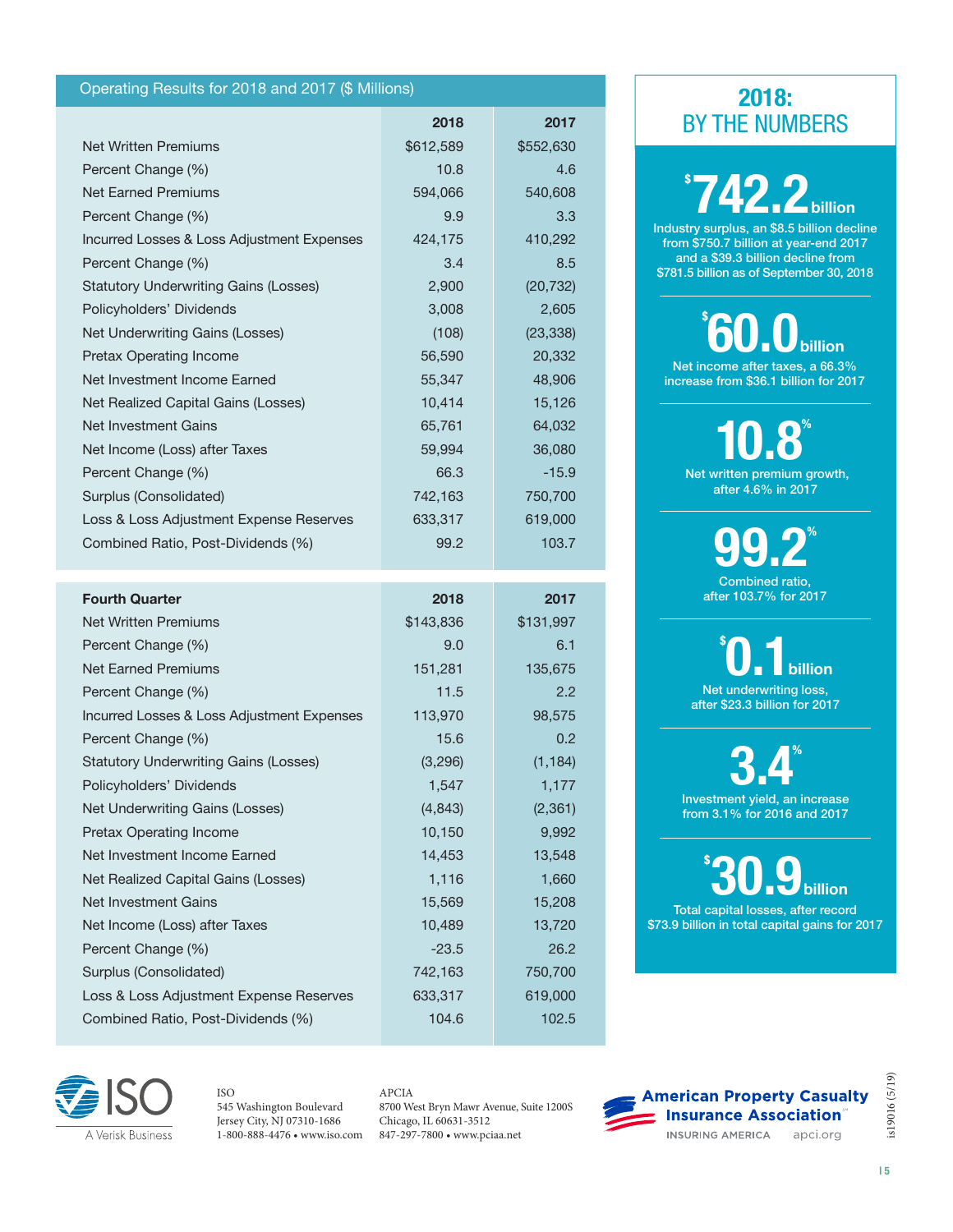## Operating Results for 2018 and 2017 ($ Millions)

| | 2018 | 2017 |
|---|---|---|
| Net Written Premiums | $612,589 | $552,630 |
| Percent Change (%) | 10.8 | 4.6 |
| Net Earned Premiums | 594,066 | 540,608 |
| Percent Change (%) | 9.9 | 3.3 |
| Incurred Losses & Loss Adjustment Expenses | 424,175 | 410,292 |
| Percent Change (%) | 3.4 | 8.5 |
| Statutory Underwriting Gains (Losses) | 2,900 | (20,732) |
| Policyholders' Dividends | 3,008 | 2,605 |
| Net Underwriting Gains (Losses) | (108) | (23,338) |
| Pretax Operating Income | 56,590 | 20,332 |
| Net Investment Income Earned | 55,347 | 48,906 |
| Net Realized Capital Gains (Losses) | 10,414 | 15,126 |
| Net Investment Gains | 65,761 | 64,032 |
| Net Income (Loss) after Taxes | 59,994 | 36,080 |
| Percent Change (%) | 66.3 | -15.9 |
| Surplus (Consolidated) | 742,163 | 750,700 |
| Loss & Loss Adjustment Expense Reserves | 633,317 | 619,000 |
| Combined Ratio, Post-Dividends (%) | 99.2 | 103.7 |

| **Fourth Quarter** | 2018 | 2017 |
|---|---|---|
| Net Written Premiums | $143,836 | $131,997 |
| Percent Change (%) | 9.0 | 6.1 |
| Net Earned Premiums | 151,281 | 135,675 |
| Percent Change (%) | 11.5 | 2.2 |
| Incurred Losses & Loss Adjustment Expenses | 113,970 | 98,575 |
| Percent Change (%) | 15.6 | 0.2 |
| Statutory Underwriting Gains (Losses) | (3,296) | (1,184) |
| Policyholders' Dividends | 1,547 | 1,177 |
| Net Underwriting Gains (Losses) | (4,843) | (2,361) |
| Pretax Operating Income | 10,150 | 9,992 |
| Net Investment Income Earned | 14,453 | 13,548 |
| Net Realized Capital Gains (Losses) | 1,116 | 1,660 |
| Net Investment Gains | 15,569 | 15,208 |
| Net Income (Loss) after Taxes | 10,489 | 13,720 |
| Percent Change (%) | -23.5 | 26.2 |
| Surplus (Consolidated) | 742,163 | 750,700 |
| Loss & Loss Adjustment Expense Reserves | 633,317 | 619,000 |
| Combined Ratio, Post-Dividends (%) | 104.6 | 102.5 |

## 2018: BY THE NUMBERS

**$742.2 billion**
Industry surplus, an $8.5 billion decline from $750.7 billion at year-end 2017 and a $39.3 billion decline from $781.5 billion as of September 30, 2018

**$60.0 billion**
Net income after taxes, a 66.3% increase from $36.1 billion for 2017

**10.8%**
Net written premium growth, after 4.6% in 2017

**99.2%**
Combined ratio, after 103.7% for 2017

**$0.1 billion**
Net underwriting loss, after $23.3 billion for 2017

**3.4%**
Investment yield, an increase from 3.1% for 2016 and 2017

**$30.9 billion**
Total capital losses, after record $73.9 billion in total capital gains for 2017

ISO
A Verisk Business

ISO
545 Washington Boulevard
Jersey City, NJ 07310-1686
1-800-888-4476 • www.iso.com

APCIA
8700 West Bryn Mawr Avenue, Suite 1200S
Chicago, IL 60631-3512
847-297-7800 • www.pciaa.net

American Property Casualty Insurance Association
INSURING AMERICA apci.org

is19016 (5/19)